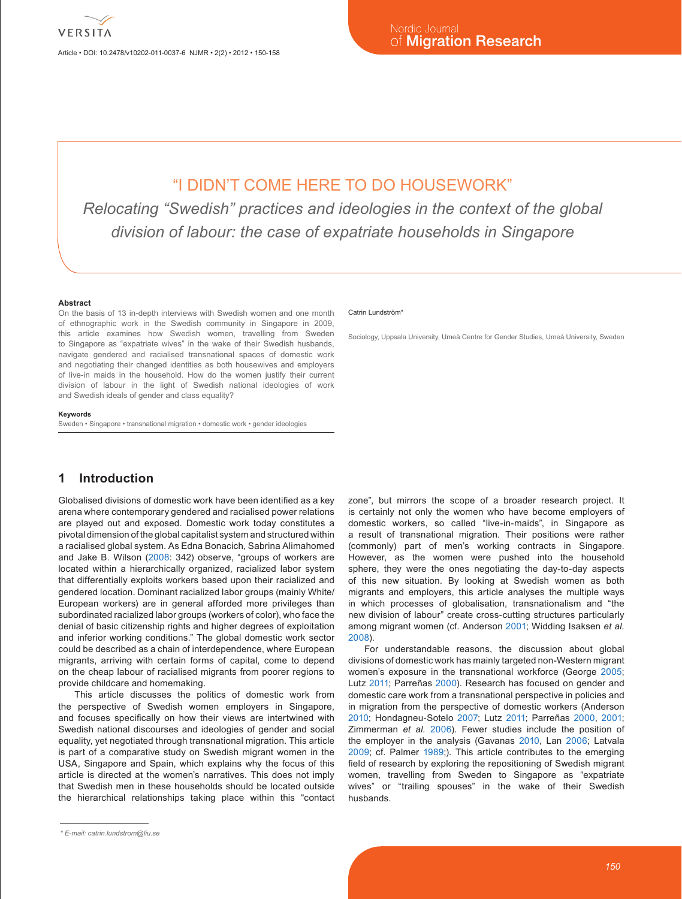# "I DIDN'T COME HERE TO DO HOUSEWORK"

## *Relocating "Swedish" practices and ideologies in the context of the global division of labour: the case of expatriate households in Singapore*

Catrin Lundström*

Sociology, Uppsala University, Umeå Centre for Gender Studies, Umeå University, Sweden

### Abstract

On the basis of 13 in-depth interviews with Swedish women and one month of ethnographic work in the Swedish community in Singapore in 2009, this article examines how Swedish women, travelling from Sweden to Singapore as "expatriate wives" in the wake of their Swedish husbands, navigate gendered and racialised transnational spaces of domestic work and negotiating their changed identities as both housewives and employers of live-in maids in the household. How do the women justify their current division of labour in the light of Swedish national ideologies of work and Swedish ideals of gender and class equality?

### Keywords

Sweden • Singapore • transnational migration • domestic work • gender ideologies

## 1 Introduction

Globalised divisions of domestic work have been identified as a key arena where contemporary gendered and racialised power relations are played out and exposed. Domestic work today constitutes a pivotal dimension of the global capitalist system and structured within a racialised global system. As Edna Bonacich, Sabrina Alimahomed and Jake B. Wilson (2008: 342) observe, "groups of workers are located within a hierarchically organized, racialized labor system that differentially exploits workers based upon their racialized and gendered location. Dominant racialized labor groups (mainly White/European workers) are in general afforded more privileges than subordinated racialized labor groups (workers of color), who face the denial of basic citizenship rights and higher degrees of exploitation and inferior working conditions." The global domestic work sector could be described as a chain of interdependence, where European migrants, arriving with certain forms of capital, come to depend on the cheap labour of racialised migrants from poorer regions to provide childcare and homemaking.

This article discusses the politics of domestic work from the perspective of Swedish women employers in Singapore, and focuses specifically on how their views are intertwined with Swedish national discourses and ideologies of gender and social equality, yet negotiated through transnational migration. This article is part of a comparative study on Swedish migrant women in the USA, Singapore and Spain, which explains why the focus of this article is directed at the women's narratives. This does not imply that Swedish men in these households should be located outside the hierarchical relationships taking place within this "contact zone", but mirrors the scope of a broader research project. It is certainly not only the women who have become employers of domestic workers, so called "live-in-maids", in Singapore as a result of transnational migration. Their positions were rather (commonly) part of men's working contracts in Singapore. However, as the women were pushed into the household sphere, they were the ones negotiating the day-to-day aspects of this new situation. By looking at Swedish women as both migrants and employers, this article analyses the multiple ways in which processes of globalisation, transnationalism and "the new division of labour" create cross-cutting structures particularly among migrant women (cf. Anderson 2001; Widding Isaksen *et al.* 2008).

For understandable reasons, the discussion about global divisions of domestic work has mainly targeted non-Western migrant women's exposure in the transnational workforce (George 2005; Lutz 2011; Parreñas 2000). Research has focused on gender and domestic care work from a transnational perspective in policies and in migration from the perspective of domestic workers (Anderson 2010; Hondagneu-Sotelo 2007; Lutz 2011; Parreñas 2000, 2001; Zimmerman *et al.* 2006). Fewer studies include the position of the employer in the analysis (Gavanas 2010, Lan 2006; Latvala 2009; cf. Palmer 1989;). This article contributes to the emerging field of research by exploring the repositioning of Swedish migrant women, travelling from Sweden to Singapore as "expatriate wives" or "trailing spouses" in the wake of their Swedish husbands.

\* E-mail: catrin.lundstrom@liu.se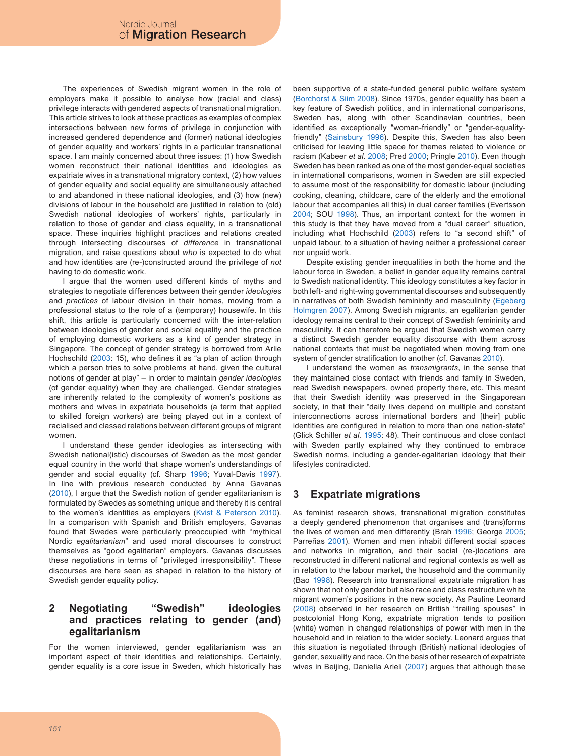The experiences of Swedish migrant women in the role of employers make it possible to analyse how (racial and class) privilege interacts with gendered aspects of transnational migration. This article strives to look at these practices as examples of complex intersections between new forms of privilege in conjunction with increased gendered dependence and (former) national ideologies of gender equality and workers' rights in a particular transnational space. I am mainly concerned about three issues: (1) how Swedish women reconstruct their national identities and ideologies as expatriate wives in a transnational migratory context, (2) how values of gender equality and social equality are simultaneously attached to and abandoned in these national ideologies, and (3) how (new) divisions of labour in the household are justified in relation to (old) Swedish national ideologies of workers' rights, particularly in relation to those of gender and class equality, in a transnational space. These inquiries highlight practices and relations created through intersecting discourses of *difference* in transnational migration, and raise questions about *who* is expected to do what and how identities are (re-)constructed around the privilege of *not* having to do domestic work.

I argue that the women used different kinds of myths and strategies to negotiate differences between their gender *ideologies* and *practices* of labour division in their homes, moving from a professional status to the role of a (temporary) housewife. In this shift, this article is particularly concerned with the inter-relation between ideologies of gender and social equality and the practice of employing domestic workers as a kind of gender strategy in Singapore. The concept of gender strategy is borrowed from Arlie Hochschild (2003: 15), who defines it as "a plan of action through which a person tries to solve problems at hand, given the cultural notions of gender at play" – in order to maintain *gender ideologies* (of gender equality) when they are challenged. Gender strategies are inherently related to the complexity of women's positions as mothers and wives in expatriate households (a term that applied to skilled foreign workers) are being played out in a context of racialised and classed relations between different groups of migrant women.

I understand these gender ideologies as intersecting with Swedish national(istic) discourses of Sweden as the most gender equal country in the world that shape women's understandings of gender and social equality (cf. Sharp 1996; Yuval-Davis 1997). In line with previous research conducted by Anna Gavanas (2010), I argue that the Swedish notion of gender egalitarianism is formulated by Swedes as something unique and thereby it is central to the women's identities as employers (Kvist & Peterson 2010). In a comparison with Spanish and British employers, Gavanas found that Swedes were particularly preoccupied with "mythical Nordic *egalitarianism*" and used moral discourses to construct themselves as "good egalitarian" employers. Gavanas discusses these negotiations in terms of "privileged irresponsibility". These discourses are here seen as shaped in relation to the history of Swedish gender equality policy.

## 2 Negotiating "Swedish" ideologies and practices relating to gender (and) egalitarianism

For the women interviewed, gender egalitarianism was an important aspect of their identities and relationships. Certainly, gender equality is a core issue in Sweden, which historically has been supportive of a state-funded general public welfare system (Borchorst & Siim 2008). Since 1970s, gender equality has been a key feature of Swedish politics, and in international comparisons, Sweden has, along with other Scandinavian countries, been identified as exceptionally "woman-friendly" or "gender-equality-friendly" (Sainsbury 1996). Despite this, Sweden has also been criticised for leaving little space for themes related to violence or racism (Kabeer *et al.* 2008; Pred 2000; Pringle 2010). Even though Sweden has been ranked as one of the most gender-equal societies in international comparisons, women in Sweden are still expected to assume most of the responsibility for domestic labour (including cooking, cleaning, childcare, care of the elderly and the emotional labour that accompanies all this) in dual career families (Evertsson 2004; SOU 1998). Thus, an important context for the women in this study is that they have moved from a "dual career" situation, including what Hochschild (2003) refers to "a second shift" of unpaid labour, to a situation of having neither a professional career nor unpaid work.

Despite existing gender inequalities in both the home and the labour force in Sweden, a belief in gender equality remains central to Swedish national identity. This ideology constitutes a key factor in both left- and right-wing governmental discourses and subsequently in narratives of both Swedish femininity and masculinity (Egeberg Holmgren 2007). Among Swedish migrants, an egalitarian gender ideology remains central to their concept of Swedish femininity and masculinity. It can therefore be argued that Swedish women carry a distinct Swedish gender equality discourse with them across national contexts that must be negotiated when moving from one system of gender stratification to another (cf. Gavanas 2010).

I understand the women as *transmigrants*, in the sense that they maintained close contact with friends and family in Sweden, read Swedish newspapers, owned property there, etc. This meant that their Swedish identity was preserved in the Singaporean society, in that their "daily lives depend on multiple and constant interconnections across international borders and [their] public identities are configured in relation to more than one nation-state" (Glick Schiller *et al.* 1995: 48). Their continuous and close contact with Sweden partly explained why they continued to embrace Swedish norms, including a gender-egalitarian ideology that their lifestyles contradicted.

## 3 Expatriate migrations

As feminist research shows, transnational migration constitutes a deeply gendered phenomenon that organises and (trans)forms the lives of women and men differently (Brah 1996; George 2005; Parreñas 2001). Women and men inhabit different social spaces and networks in migration, and their social (re-)locations are reconstructed in different national and regional contexts as well as in relation to the labour market, the household and the community (Bao 1998). Research into transnational expatriate migration has shown that not only gender but also race and class restructure white migrant women's positions in the new society. As Pauline Leonard (2008) observed in her research on British "trailing spouses" in postcolonial Hong Kong, expatriate migration tends to position (white) women in changed relationships of power with men in the household and in relation to the wider society. Leonard argues that this situation is negotiated through (British) national ideologies of gender, sexuality and race. On the basis of her research of expatriate wives in Beijing, Daniella Arieli (2007) argues that although these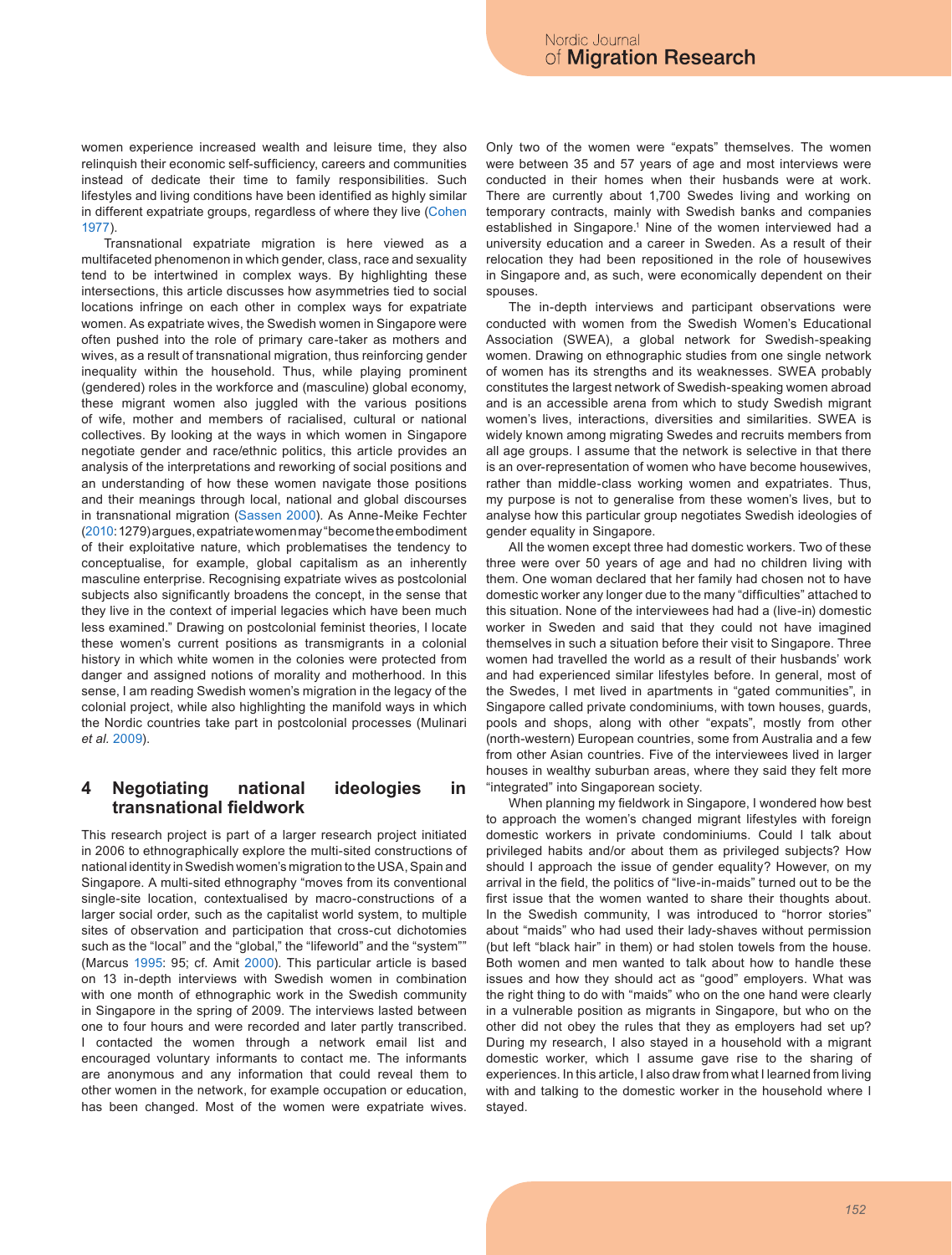women experience increased wealth and leisure time, they also relinquish their economic self-sufficiency, careers and communities instead of dedicate their time to family responsibilities. Such lifestyles and living conditions have been identified as highly similar in different expatriate groups, regardless of where they live (Cohen 1977).

Transnational expatriate migration is here viewed as a multifaceted phenomenon in which gender, class, race and sexuality tend to be intertwined in complex ways. By highlighting these intersections, this article discusses how asymmetries tied to social locations infringe on each other in complex ways for expatriate women. As expatriate wives, the Swedish women in Singapore were often pushed into the role of primary care-taker as mothers and wives, as a result of transnational migration, thus reinforcing gender inequality within the household. Thus, while playing prominent (gendered) roles in the workforce and (masculine) global economy, these migrant women also juggled with the various positions of wife, mother and members of racialised, cultural or national collectives. By looking at the ways in which women in Singapore negotiate gender and race/ethnic politics, this article provides an analysis of the interpretations and reworking of social positions and an understanding of how these women navigate those positions and their meanings through local, national and global discourses in transnational migration (Sassen 2000). As Anne-Meike Fechter (2010: 1279) argues, expatriate women may "become the embodiment of their exploitative nature, which problematises the tendency to conceptualise, for example, global capitalism as an inherently masculine enterprise. Recognising expatriate wives as postcolonial subjects also significantly broadens the concept, in the sense that they live in the context of imperial legacies which have been much less examined." Drawing on postcolonial feminist theories, I locate these women's current positions as transmigrants in a colonial history in which white women in the colonies were protected from danger and assigned notions of morality and motherhood. In this sense, I am reading Swedish women's migration in the legacy of the colonial project, while also highlighting the manifold ways in which the Nordic countries take part in postcolonial processes (Mulinari *et al.* 2009).

## 4 Negotiating national ideologies in transnational fieldwork

This research project is part of a larger research project initiated in 2006 to ethnographically explore the multi-sited constructions of national identity in Swedish women's migration to the USA, Spain and Singapore. A multi-sited ethnography "moves from its conventional single-site location, contextualised by macro-constructions of a larger social order, such as the capitalist world system, to multiple sites of observation and participation that cross-cut dichotomies such as the "local" and the "global," the "lifeworld" and the "system"" (Marcus 1995: 95; cf. Amit 2000). This particular article is based on 13 in-depth interviews with Swedish women in combination with one month of ethnographic work in the Swedish community in Singapore in the spring of 2009. The interviews lasted between one to four hours and were recorded and later partly transcribed. I contacted the women through a network email list and encouraged voluntary informants to contact me. The informants are anonymous and any information that could reveal them to other women in the network, for example occupation or education, has been changed. Most of the women were expatriate wives. Only two of the women were "expats" themselves. The women were between 35 and 57 years of age and most interviews were conducted in their homes when their husbands were at work. There are currently about 1,700 Swedes living and working on temporary contracts, mainly with Swedish banks and companies established in Singapore.[1] Nine of the women interviewed had a university education and a career in Sweden. As a result of their relocation they had been repositioned in the role of housewives in Singapore and, as such, were economically dependent on their spouses.

The in-depth interviews and participant observations were conducted with women from the Swedish Women's Educational Association (SWEA), a global network for Swedish-speaking women. Drawing on ethnographic studies from one single network of women has its strengths and its weaknesses. SWEA probably constitutes the largest network of Swedish-speaking women abroad and is an accessible arena from which to study Swedish migrant women's lives, interactions, diversities and similarities. SWEA is widely known among migrating Swedes and recruits members from all age groups. I assume that the network is selective in that there is an over-representation of women who have become housewives, rather than middle-class working women and expatriates. Thus, my purpose is not to generalise from these women's lives, but to analyse how this particular group negotiates Swedish ideologies of gender equality in Singapore.

All the women except three had domestic workers. Two of these three were over 50 years of age and had no children living with them. One woman declared that her family had chosen not to have domestic worker any longer due to the many "difficulties" attached to this situation. None of the interviewees had had a (live-in) domestic worker in Sweden and said that they could not have imagined themselves in such a situation before their visit to Singapore. Three women had travelled the world as a result of their husbands' work and had experienced similar lifestyles before. In general, most of the Swedes, I met lived in apartments in "gated communities", in Singapore called private condominiums, with town houses, guards, pools and shops, along with other "expats", mostly from other (north-western) European countries, some from Australia and a few from other Asian countries. Five of the interviewees lived in larger houses in wealthy suburban areas, where they said they felt more "integrated" into Singaporean society.

When planning my fieldwork in Singapore, I wondered how best to approach the women's changed migrant lifestyles with foreign domestic workers in private condominiums. Could I talk about privileged habits and/or about them as privileged subjects? How should I approach the issue of gender equality? However, on my arrival in the field, the politics of "live-in-maids" turned out to be the first issue that the women wanted to share their thoughts about. In the Swedish community, I was introduced to "horror stories" about "maids" who had used their lady-shaves without permission (but left "black hair" in them) or had stolen towels from the house. Both women and men wanted to talk about how to handle these issues and how they should act as "good" employers. What was the right thing to do with "maids" who on the one hand were clearly in a vulnerable position as migrants in Singapore, but who on the other did not obey the rules that they as employers had set up? During my research, I also stayed in a household with a migrant domestic worker, which I assume gave rise to the sharing of experiences. In this article, I also draw from what I learned from living with and talking to the domestic worker in the household where I stayed.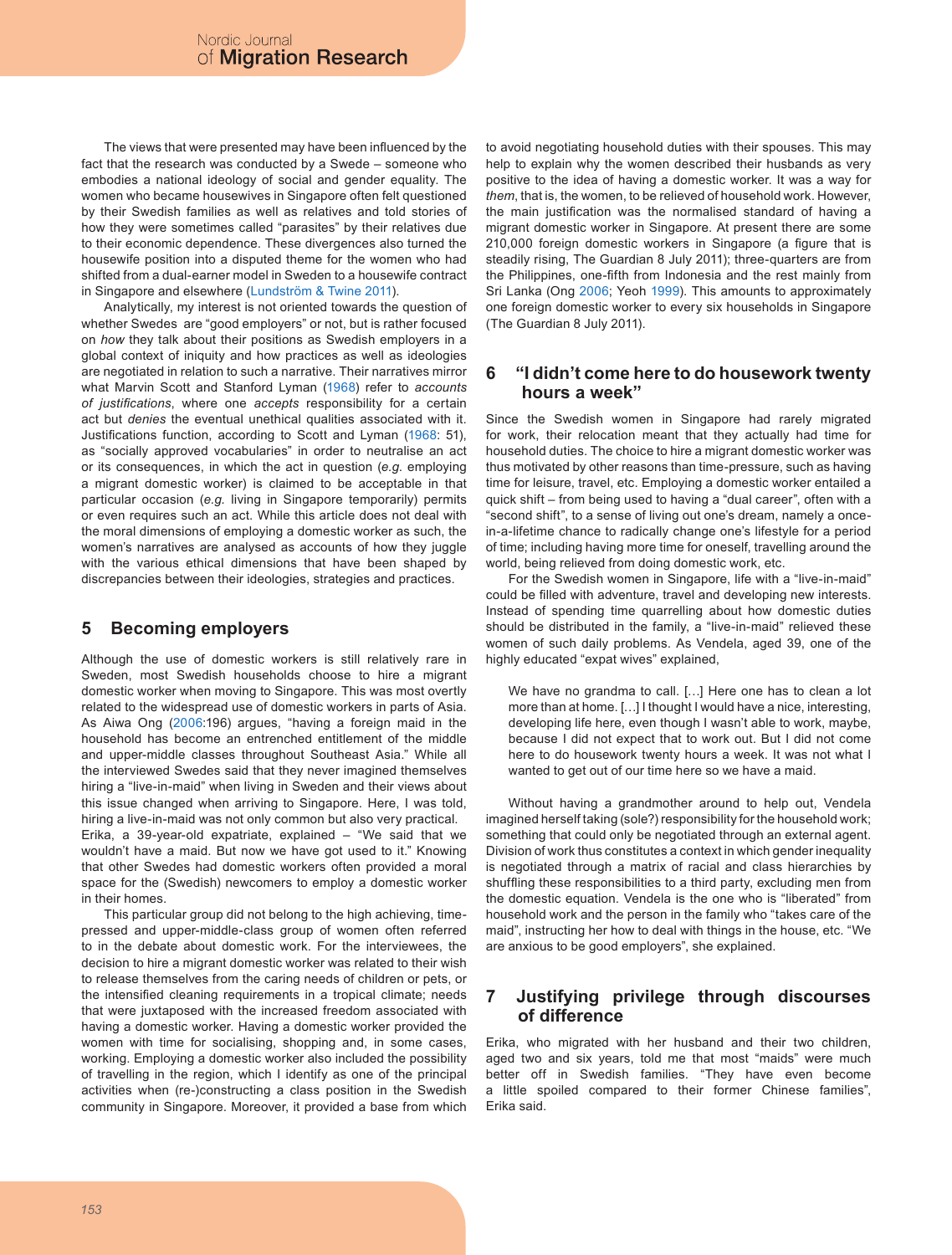The views that were presented may have been influenced by the fact that the research was conducted by a Swede – someone who embodies a national ideology of social and gender equality. The women who became housewives in Singapore often felt questioned by their Swedish families as well as relatives and told stories of how they were sometimes called "parasites" by their relatives due to their economic dependence. These divergences also turned the housewife position into a disputed theme for the women who had shifted from a dual-earner model in Sweden to a housewife contract in Singapore and elsewhere (Lundström & Twine 2011).

Analytically, my interest is not oriented towards the question of whether Swedes are "good employers" or not, but is rather focused on *how* they talk about their positions as Swedish employers in a global context of iniquity and how practices as well as ideologies are negotiated in relation to such a narrative. Their narratives mirror what Marvin Scott and Stanford Lyman (1968) refer to *accounts of justifications*, where one *accepts* responsibility for a certain act but *denies* the eventual unethical qualities associated with it. Justifications function, according to Scott and Lyman (1968: 51), as "socially approved vocabularies" in order to neutralise an act or its consequences, in which the act in question (*e.g.* employing a migrant domestic worker) is claimed to be acceptable in that particular occasion (*e.g.* living in Singapore temporarily) permits or even requires such an act. While this article does not deal with the moral dimensions of employing a domestic worker as such, the women's narratives are analysed as accounts of how they juggle with the various ethical dimensions that have been shaped by discrepancies between their ideologies, strategies and practices.

## 5 Becoming employers

Although the use of domestic workers is still relatively rare in Sweden, most Swedish households choose to hire a migrant domestic worker when moving to Singapore. This was most overtly related to the widespread use of domestic workers in parts of Asia. As Aiwa Ong (2006:196) argues, "having a foreign maid in the household has become an entrenched entitlement of the middle and upper-middle classes throughout Southeast Asia." While all the interviewed Swedes said that they never imagined themselves hiring a "live-in-maid" when living in Sweden and their views about this issue changed when arriving to Singapore. Here, I was told, hiring a live-in-maid was not only common but also very practical. Erika, a 39-year-old expatriate, explained – "We said that we wouldn't have a maid. But now we have got used to it." Knowing that other Swedes had domestic workers often provided a moral space for the (Swedish) newcomers to employ a domestic worker in their homes.

This particular group did not belong to the high achieving, time-pressed and upper-middle-class group of women often referred to in the debate about domestic work. For the interviewees, the decision to hire a migrant domestic worker was related to their wish to release themselves from the caring needs of children or pets, or the intensified cleaning requirements in a tropical climate; needs that were juxtaposed with the increased freedom associated with having a domestic worker. Having a domestic worker provided the women with time for socialising, shopping and, in some cases, working. Employing a domestic worker also included the possibility of travelling in the region, which I identify as one of the principal activities when (re-)constructing a class position in the Swedish community in Singapore. Moreover, it provided a base from which to avoid negotiating household duties with their spouses. This may help to explain why the women described their husbands as very positive to the idea of having a domestic worker. It was a way for *them*, that is, the women, to be relieved of household work. However, the main justification was the normalised standard of having a migrant domestic worker in Singapore. At present there are some 210,000 foreign domestic workers in Singapore (a figure that is steadily rising, The Guardian 8 July 2011); three-quarters are from the Philippines, one-fifth from Indonesia and the rest mainly from Sri Lanka (Ong 2006; Yeoh 1999). This amounts to approximately one foreign domestic worker to every six households in Singapore (The Guardian 8 July 2011).

## 6 "I didn't come here to do housework twenty hours a week"

Since the Swedish women in Singapore had rarely migrated for work, their relocation meant that they actually had time for household duties. The choice to hire a migrant domestic worker was thus motivated by other reasons than time-pressure, such as having time for leisure, travel, etc. Employing a domestic worker entailed a quick shift – from being used to having a "dual career", often with a "second shift", to a sense of living out one's dream, making a once-in-a-lifetime chance to radically change one's lifestyle for a period of time; including having more time for oneself, travelling around the world, being relieved from doing domestic work, etc.

For the Swedish women in Singapore, life with a "live-in-maid" could be filled with adventure, travel and developing new interests. Instead of spending time quarrelling about how domestic duties should be distributed in the family, a "live-in-maid" relieved these women of such daily problems. As Vendela, aged 39, one of the highly educated "expat wives" explained,

> We have no grandma to call. […] Here one has to clean a lot more than at home. […] I thought I would have a nice, interesting, developing life here, even though I wasn't able to work, maybe, because I did not expect that to work out. But I did not come here to do housework twenty hours a week. It was not what I wanted to get out of our time here so we have a maid.

Without having a grandmother around to help out, Vendela imagined herself taking (sole?) responsibility for the household work; something that could only be negotiated through an external agent. Division of work thus constitutes a context in which gender inequality is negotiated through a matrix of racial and class hierarchies by shuffling these responsibilities to a third party, excluding men from the domestic equation. Vendela is the one who is "liberated" from household work and the person in the family who "takes care of the maid", instructing her how to deal with things in the house, etc. "We are anxious to be good employers", she explained.

## 7 Justifying privilege through discourses of difference

Erika, who migrated with her husband and their two children, aged two and six years, told me that most "maids" were much better off in Swedish families. "They have even become a little spoiled compared to their former Chinese families", Erika said.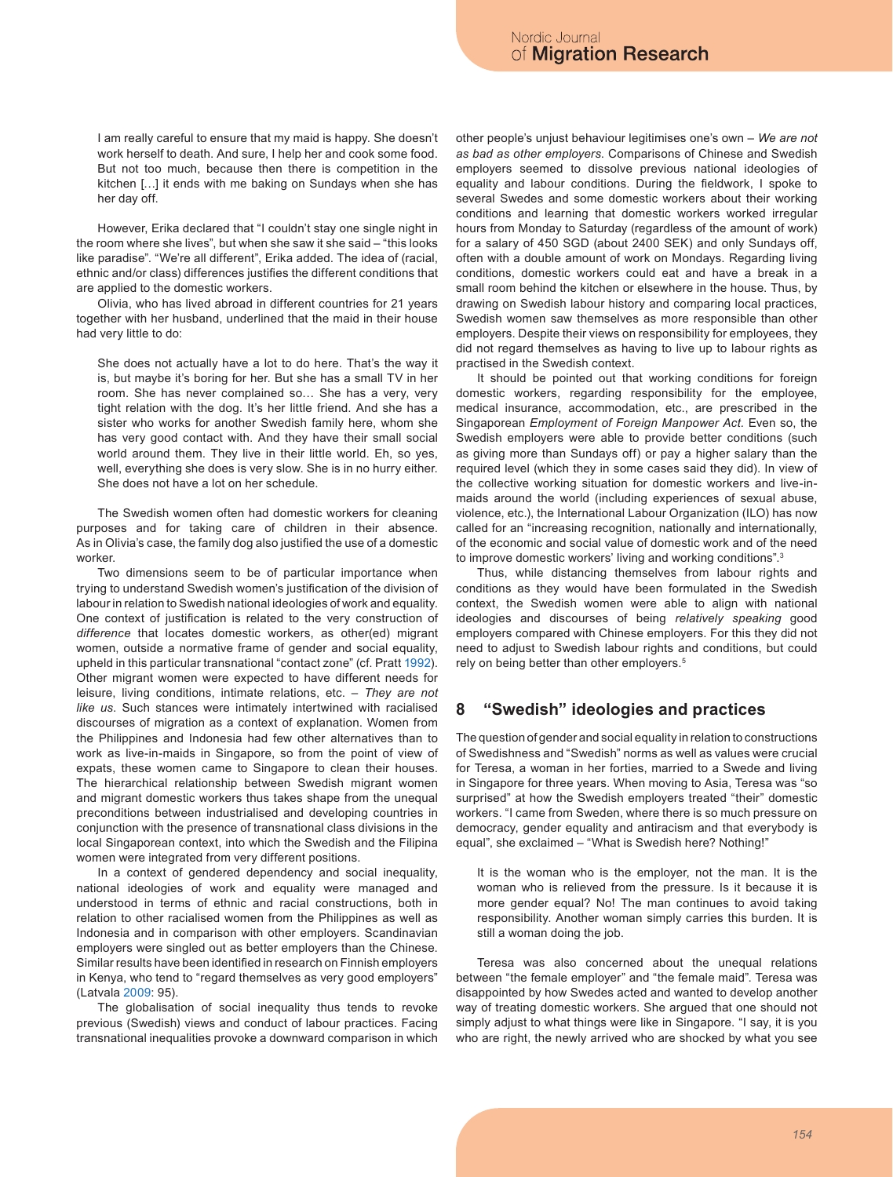> I am really careful to ensure that my maid is happy. She doesn't work herself to death. And sure, I help her and cook some food. But not too much, because then there is competition in the kitchen […] it ends with me baking on Sundays when she has her day off.

However, Erika declared that "I couldn't stay one single night in the room where she lives", but when she saw it she said – "this looks like paradise". "We're all different", Erika added. The idea of (racial, ethnic and/or class) differences justifies the different conditions that are applied to the domestic workers.

Olivia, who has lived abroad in different countries for 21 years together with her husband, underlined that the maid in their house had very little to do:

> She does not actually have a lot to do here. That's the way it is, but maybe it's boring for her. But she has a small TV in her room. She has never complained so… She has a very, very tight relation with the dog. It's her little friend. And she has a sister who works for another Swedish family here, whom she has very good contact with. And they have their small social world around them. They live in their little world. Eh, so yes, well, everything she does is very slow. She is in no hurry either. She does not have a lot on her schedule.

The Swedish women often had domestic workers for cleaning purposes and for taking care of children in their absence. As in Olivia's case, the family dog also justified the use of a domestic worker.

Two dimensions seem to be of particular importance when trying to understand Swedish women's justification of the division of labour in relation to Swedish national ideologies of work and equality. One context of justification is related to the very construction of *difference* that locates domestic workers, as other(ed) migrant women, outside a normative frame of gender and social equality, upheld in this particular transnational "contact zone" (cf. Pratt 1992). Other migrant women were expected to have different needs for leisure, living conditions, intimate relations, etc. – *They are not like us*. Such stances were intimately intertwined with racialised discourses of migration as a context of explanation. Women from the Philippines and Indonesia had few other alternatives than to work as live-in-maids in Singapore, so from the point of view of expats, these women came to Singapore to clean their houses. The hierarchical relationship between Swedish migrant women and migrant domestic workers thus takes shape from the unequal preconditions between industrialised and developing countries in conjunction with the presence of transnational class divisions in the local Singaporean context, into which the Swedish and the Filipina women were integrated from very different positions.

In a context of gendered dependency and social inequality, national ideologies of work and equality were managed and understood in terms of ethnic and racial constructions, both in relation to other racialised women from the Philippines as well as Indonesia and in comparison with other employers. Scandinavian employers were singled out as better employers than the Chinese. Similar results have been identified in research on Finnish employers in Kenya, who tend to "regard themselves as very good employers" (Latvala 2009: 95).

The globalisation of social inequality thus tends to revoke previous (Swedish) views and conduct of labour practices. Facing transnational inequalities provoke a downward comparison in which other people's unjust behaviour legitimises one's own – *We are not as bad as other employers*. Comparisons of Chinese and Swedish employers seemed to dissolve previous national ideologies of equality and labour conditions. During the fieldwork, I spoke to several Swedes and some domestic workers about their working conditions and learning that domestic workers worked irregular hours from Monday to Saturday (regardless of the amount of work) for a salary of 450 SGD (about 2400 SEK) and only Sundays off, often with a double amount of work on Mondays. Regarding living conditions, domestic workers could eat and have a break in a small room behind the kitchen or elsewhere in the house. Thus, by drawing on Swedish labour history and comparing local practices, Swedish women saw themselves as more responsible than other employers. Despite their views on responsibility for employees, they did not regard themselves as having to live up to labour rights as practised in the Swedish context.

It should be pointed out that working conditions for foreign domestic workers, regarding responsibility for the employee, medical insurance, accommodation, etc., are prescribed in the Singaporean *Employment of Foreign Manpower Act*. Even so, the Swedish employers were able to provide better conditions (such as giving more than Sundays off) or pay a higher salary than the required level (which they in some cases said they did). In view of the collective working situation for domestic workers and live-in-maids around the world (including experiences of sexual abuse, violence, etc.), the International Labour Organization (ILO) has now called for an "increasing recognition, nationally and internationally, of the economic and social value of domestic work and of the need to improve domestic workers' living and working conditions".[3]

Thus, while distancing themselves from labour rights and conditions as they would have been formulated in the Swedish context, the Swedish women were able to align with national ideologies and discourses of being *relatively speaking* good employers compared with Chinese employers. For this they did not need to adjust to Swedish labour rights and conditions, but could rely on being better than other employers.[5]

## 8 "Swedish" ideologies and practices

The question of gender and social equality in relation to constructions of Swedishness and "Swedish" norms as well as values were crucial for Teresa, a woman in her forties, married to a Swede and living in Singapore for three years. When moving to Asia, Teresa was "so surprised" at how the Swedish employers treated "their" domestic workers. "I came from Sweden, where there is so much pressure on democracy, gender equality and antiracism and that everybody is equal", she exclaimed – "What is Swedish here? Nothing!"

> It is the woman who is the employer, not the man. It is the woman who is relieved from the pressure. Is it because it is more gender equal? No! The man continues to avoid taking responsibility. Another woman simply carries this burden. It is still a woman doing the job.

Teresa was also concerned about the unequal relations between "the female employer" and "the female maid". Teresa was disappointed by how Swedes acted and wanted to develop another way of treating domestic workers. She argued that one should not simply adjust to what things were like in Singapore. "I say, it is you who are right, the newly arrived who are shocked by what you see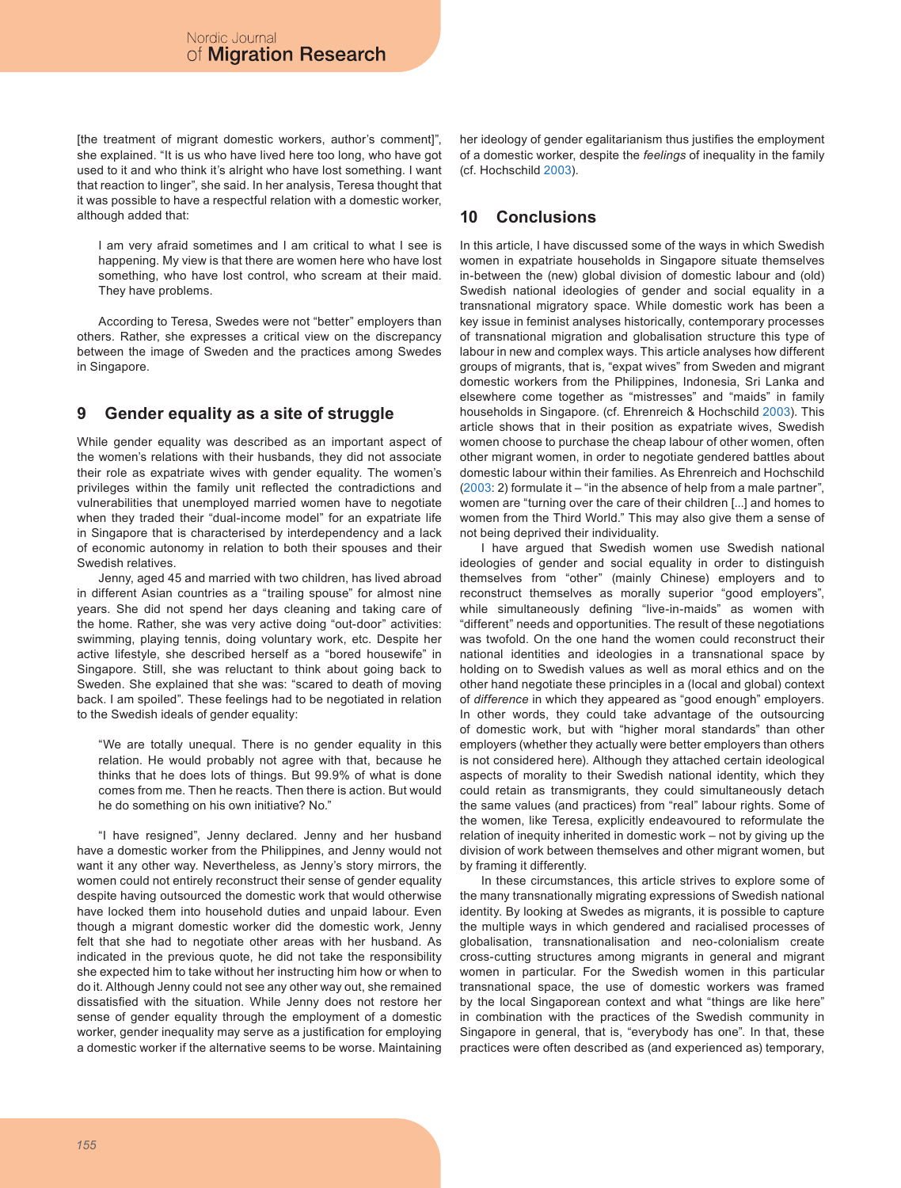[the treatment of migrant domestic workers, author's comment]", she explained. "It is us who have lived here too long, who have got used to it and who think it's alright who have lost something. I want that reaction to linger", she said. In her analysis, Teresa thought that it was possible to have a respectful relation with a domestic worker, although added that:

> I am very afraid sometimes and I am critical to what I see is happening. My view is that there are women here who have lost something, who have lost control, who scream at their maid. They have problems.

According to Teresa, Swedes were not "better" employers than others. Rather, she expresses a critical view on the discrepancy between the image of Sweden and the practices among Swedes in Singapore.

## 9 Gender equality as a site of struggle

While gender equality was described as an important aspect of the women's relations with their husbands, they did not associate their role as expatriate wives with gender equality. The women's privileges within the family unit reflected the contradictions and vulnerabilities that unemployed married women have to negotiate when they traded their "dual-income model" for an expatriate life in Singapore that is characterised by interdependency and a lack of economic autonomy in relation to both their spouses and their Swedish relatives.

Jenny, aged 45 and married with two children, has lived abroad in different Asian countries as a "trailing spouse" for almost nine years. She did not spend her days cleaning and taking care of the home. Rather, she was very active doing "out-door" activities: swimming, playing tennis, doing voluntary work, etc. Despite her active lifestyle, she described herself as a "bored housewife" in Singapore. Still, she was reluctant to think about going back to Sweden. She explained that she was: "scared to death of moving back. I am spoiled". These feelings had to be negotiated in relation to the Swedish ideals of gender equality:

> "We are totally unequal. There is no gender equality in this relation. He would probably not agree with that, because he thinks that he does lots of things. But 99.9% of what is done comes from me. Then he reacts. Then there is action. But would he do something on his own initiative? No."

"I have resigned", Jenny declared. Jenny and her husband have a domestic worker from the Philippines, and Jenny would not want it any other way. Nevertheless, as Jenny's story mirrors, the women could not entirely reconstruct their sense of gender equality despite having outsourced the domestic work that would otherwise have locked them into household duties and unpaid labour. Even though a migrant domestic worker did the domestic work, Jenny felt that she had to negotiate other areas with her husband. As indicated in the previous quote, he did not take the responsibility she expected him to take without her instructing him how or when to do it. Although Jenny could not see any other way out, she remained dissatisfied with the situation. While Jenny does not restore her sense of gender equality through the employment of a domestic worker, gender inequality may serve as a justification for employing a domestic worker if the alternative seems to be worse. Maintaining her ideology of gender egalitarianism thus justifies the employment of a domestic worker, despite the *feelings* of inequality in the family (cf. Hochschild 2003).

## 10 Conclusions

In this article, I have discussed some of the ways in which Swedish women in expatriate households in Singapore situate themselves in-between the (new) global division of domestic labour and (old) Swedish national ideologies of gender and social equality in a transnational migratory space. While domestic work has been a key issue in feminist analyses historically, contemporary processes of transnational migration and globalisation structure this type of labour in new and complex ways. This article analyses how different groups of migrants, that is, "expat wives" from Sweden and migrant domestic workers from the Philippines, Indonesia, Sri Lanka and elsewhere come together as "mistresses" and "maids" in family households in Singapore. (cf. Ehrenreich & Hochschild 2003). This article shows that in their position as expatriate wives, Swedish women choose to purchase the cheap labour of other women, often other migrant women, in order to negotiate gendered battles about domestic labour within their families. As Ehrenreich and Hochschild (2003: 2) formulate it – "in the absence of help from a male partner", women are "turning over the care of their children [...] and homes to women from the Third World." This may also give them a sense of not being deprived their individuality.

I have argued that Swedish women use Swedish national ideologies of gender and social equality in order to distinguish themselves from "other" (mainly Chinese) employers and to reconstruct themselves as morally superior "good employers", while simultaneously defining "live-in-maids" as women with "different" needs and opportunities. The result of these negotiations was twofold. On the one hand the women could reconstruct their national identities and ideologies in a transnational space by holding on to Swedish values as well as moral ethics and on the other hand negotiate these principles in a (local and global) context of *difference* in which they appeared as "good enough" employers. In other words, they could take advantage of the outsourcing of domestic work, but with "higher moral standards" than other employers (whether they actually were better employers than others is not considered here). Although they attached certain ideological aspects of morality to their Swedish national identity, which they could retain as transmigrants, they could simultaneously detach the same values (and practices) from "real" labour rights. Some of the women, like Teresa, explicitly endeavoured to reformulate the relation of inequity inherited in domestic work – not by giving up the division of work between themselves and other migrant women, but by framing it differently.

In these circumstances, this article strives to explore some of the many transnationally migrating expressions of Swedish national identity. By looking at Swedes as migrants, it is possible to capture the multiple ways in which gendered and racialised processes of globalisation, transnationalisation and neo-colonialism create cross-cutting structures among migrants in general and migrant women in particular. For the Swedish women in this particular transnational space, the use of domestic workers was framed by the local Singaporean context and what "things are like here" in combination with the practices of the Swedish community in Singapore in general, that is, "everybody has one". In that, these practices were often described as (and experienced as) temporary,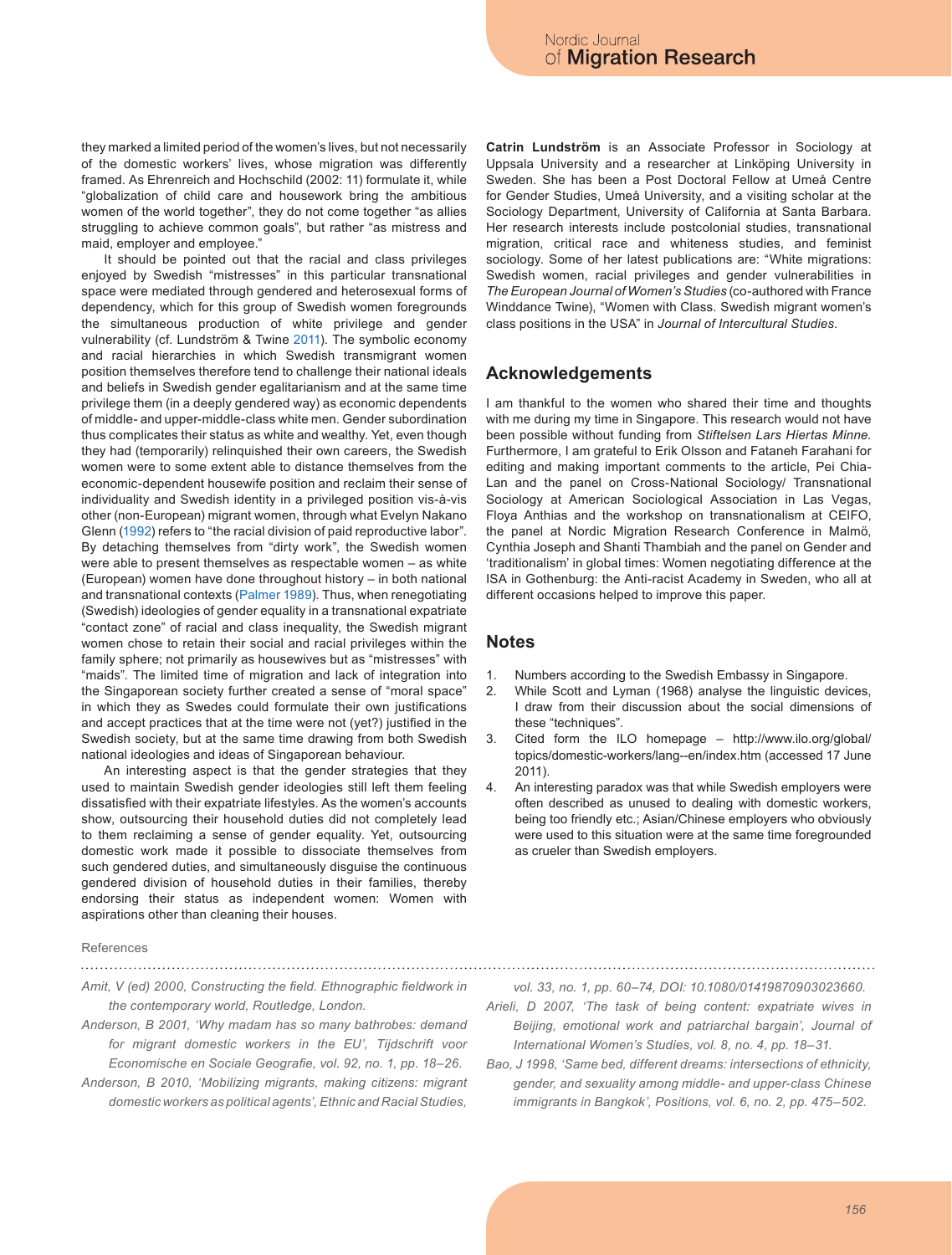they marked a limited period of the women's lives, but not necessarily of the domestic workers' lives, whose migration was differently framed. As Ehrenreich and Hochschild (2002: 11) formulate it, while "globalization of child care and housework bring the ambitious women of the world together", they do not come together "as allies struggling to achieve common goals", but rather "as mistress and maid, employer and employee."

It should be pointed out that the racial and class privileges enjoyed by Swedish "mistresses" in this particular transnational space were mediated through gendered and heterosexual forms of dependency, which for this group of Swedish women foregrounds the simultaneous production of white privilege and gender vulnerability (cf. Lundström & Twine 2011). The symbolic economy and racial hierarchies in which Swedish transmigrant women position themselves therefore tend to challenge their national ideals and beliefs in Swedish gender egalitarianism and at the same time privilege them (in a deeply gendered way) as economic dependents of middle- and upper-middle-class white men. Gender subordination thus complicates their status as white and wealthy. Yet, even though they had (temporarily) relinquished their own careers, the Swedish women were to some extent able to distance themselves from the economic-dependent housewife position and reclaim their sense of individuality and Swedish identity in a privileged position vis-à-vis other (non-European) migrant women, through what Evelyn Nakano Glenn (1992) refers to "the racial division of paid reproductive labor". By detaching themselves from "dirty work", the Swedish women were able to present themselves as respectable women – as white (European) women have done throughout history – in both national and transnational contexts (Palmer 1989). Thus, when renegotiating (Swedish) ideologies of gender equality in a transnational expatriate "contact zone" of racial and class inequality, the Swedish migrant women chose to retain their social and racial privileges within the family sphere; not primarily as housewives but as "mistresses" with "maids". The limited time of migration and lack of integration into the Singaporean society further created a sense of "moral space" in which they as Swedes could formulate their own justifications and accept practices that at the time were not (yet?) justified in the Swedish society, but at the same time drawing from both Swedish national ideologies and ideas of Singaporean behaviour.

An interesting aspect is that the gender strategies that they used to maintain Swedish gender ideologies still left them feeling dissatisfied with their expatriate lifestyles. As the women's accounts show, outsourcing their household duties did not completely lead to them reclaiming a sense of gender equality. Yet, outsourcing domestic work made it possible to dissociate themselves from such gendered duties, and simultaneously disguise the continuous gendered division of household duties in their families, thereby endorsing their status as independent women: Women with aspirations other than cleaning their houses.

**Catrin Lundström** is an Associate Professor in Sociology at Uppsala University and a researcher at Linköping University in Sweden. She has been a Post Doctoral Fellow at Umeå Centre for Gender Studies, Umeå University, and a visiting scholar at the Sociology Department, University of California at Santa Barbara. Her research interests include postcolonial studies, transnational migration, critical race and whiteness studies, and feminist sociology. Some of her latest publications are: "White migrations: Swedish women, racial privileges and gender vulnerabilities in *The European Journal of Women's Studies* (co-authored with France Winddance Twine), "Women with Class. Swedish migrant women's class positions in the USA" in *Journal of Intercultural Studies*.

## Acknowledgements

I am thankful to the women who shared their time and thoughts with me during my time in Singapore. This research would not have been possible without funding from *Stiftelsen Lars Hiertas Minne*. Furthermore, I am grateful to Erik Olsson and Fataneh Farahani for editing and making important comments to the article, Pei Chia-Lan and the panel on Cross-National Sociology/ Transnational Sociology at American Sociological Association in Las Vegas, Floya Anthias and the workshop on transnationalism at CEIFO, the panel at Nordic Migration Research Conference in Malmö, Cynthia Joseph and Shanti Thambiah and the panel on Gender and 'traditionalism' in global times: Women negotiating difference at the ISA in Gothenburg: the Anti-racist Academy in Sweden, who all at different occasions helped to improve this paper.

## Notes

1. Numbers according to the Swedish Embassy in Singapore.
2. While Scott and Lyman (1968) analyse the linguistic devices, I draw from their discussion about the social dimensions of these "techniques".
3. Cited form the ILO homepage – http://www.ilo.org/global/topics/domestic-workers/lang--en/index.htm (accessed 17 June 2011).
4. An interesting paradox was that while Swedish employers were often described as unused to dealing with domestic workers, being too friendly etc.; Asian/Chinese employers who obviously were used to this situation were at the same time foregrounded as crueler than Swedish employers.

References

*Amit, V (ed) 2000, Constructing the field. Ethnographic fieldwork in the contemporary world, Routledge, London.*

*Anderson, B 2001, 'Why madam has so many bathrobes: demand for migrant domestic workers in the EU', Tijdschrift voor Economische en Sociale Geografie, vol. 92, no. 1, pp. 18–26.*

*Anderson, B 2010, 'Mobilizing migrants, making citizens: migrant domestic workers as political agents', Ethnic and Racial Studies, vol. 33, no. 1, pp. 60–74, DOI: 10.1080/01419870903023660.*

*Arieli, D 2007, 'The task of being content: expatriate wives in Beijing, emotional work and patriarchal bargain', Journal of International Women's Studies, vol. 8, no. 4, pp. 18–31.*

*Bao, J 1998, 'Same bed, different dreams: intersections of ethnicity, gender, and sexuality among middle- and upper-class Chinese immigrants in Bangkok', Positions, vol. 6, no. 2, pp. 475–502.*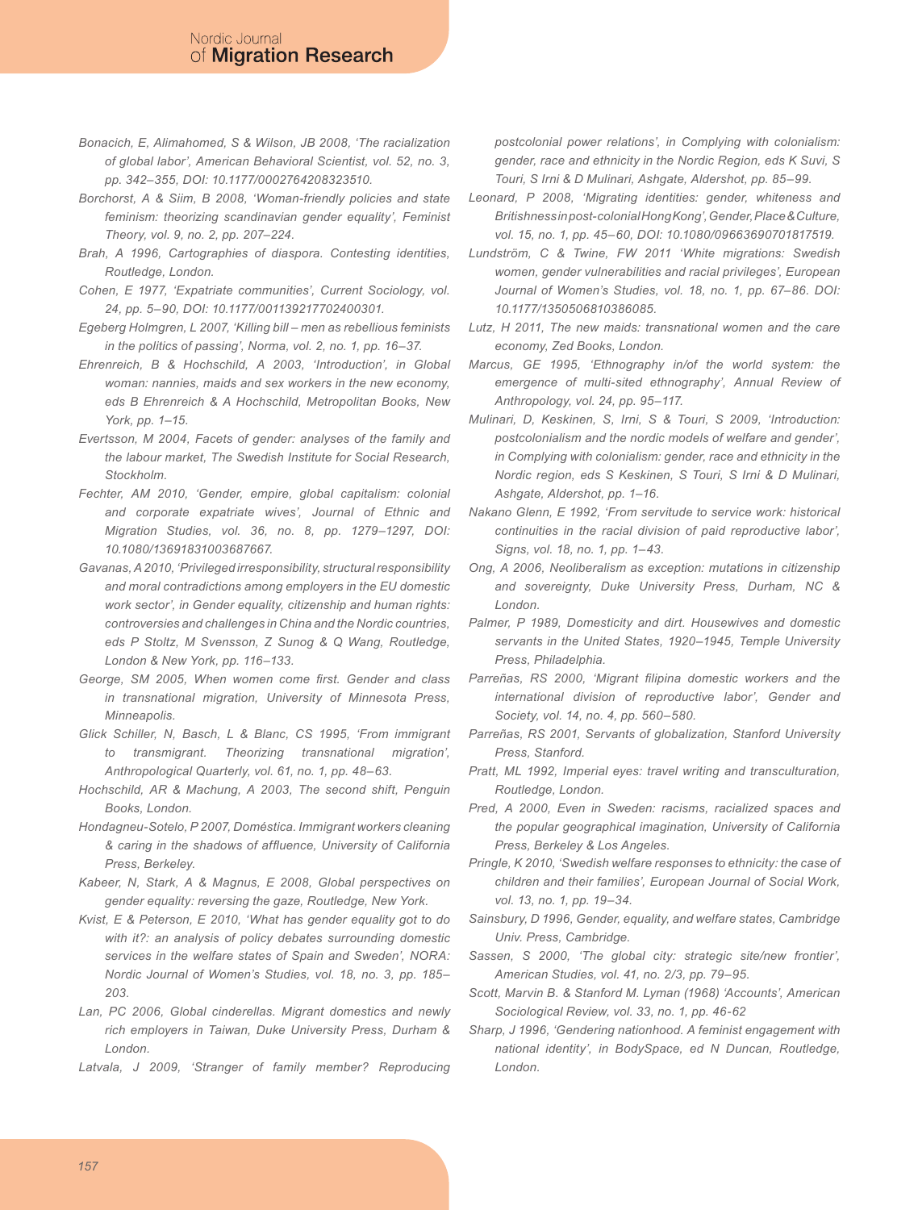Bonacich, E, Alimahomed, S & Wilson, JB 2008, 'The racialization of global labor', American Behavioral Scientist, vol. 52, no. 3, pp. 342–355, DOI: 10.1177/0002764208323510.

Borchorst, A & Siim, B 2008, 'Woman-friendly policies and state feminism: theorizing scandinavian gender equality', Feminist Theory, vol. 9, no. 2, pp. 207–224.

Brah, A 1996, Cartographies of diaspora. Contesting identities, Routledge, London.

Cohen, E 1977, 'Expatriate communities', Current Sociology, vol. 24, pp. 5–90, DOI: 10.1177/001139217702400301.

Egeberg Holmgren, L 2007, 'Killing bill – men as rebellious feminists in the politics of passing', Norma, vol. 2, no. 1, pp. 16–37.

Ehrenreich, B & Hochschild, A 2003, 'Introduction', in Global woman: nannies, maids and sex workers in the new economy, eds B Ehrenreich & A Hochschild, Metropolitan Books, New York, pp. 1–15.

Evertsson, M 2004, Facets of gender: analyses of the family and the labour market, The Swedish Institute for Social Research, Stockholm.

Fechter, AM 2010, 'Gender, empire, global capitalism: colonial and corporate expatriate wives', Journal of Ethnic and Migration Studies, vol. 36, no. 8, pp. 1279–1297, DOI: 10.1080/13691831003687667.

Gavanas, A 2010, 'Privileged irresponsibility, structural responsibility and moral contradictions among employers in the EU domestic work sector', in Gender equality, citizenship and human rights: controversies and challenges in China and the Nordic countries, eds P Stoltz, M Svensson, Z Sunog & Q Wang, Routledge, London & New York, pp. 116–133.

George, SM 2005, When women come first. Gender and class in transnational migration, University of Minnesota Press, Minneapolis.

Glick Schiller, N, Basch, L & Blanc, CS 1995, 'From immigrant to transmigrant. Theorizing transnational migration', Anthropological Quarterly, vol. 61, no. 1, pp. 48–63.

Hochschild, AR & Machung, A 2003, The second shift, Penguin Books, London.

Hondagneu-Sotelo, P 2007, Doméstica. Immigrant workers cleaning & caring in the shadows of affluence, University of California Press, Berkeley.

Kabeer, N, Stark, A & Magnus, E 2008, Global perspectives on gender equality: reversing the gaze, Routledge, New York.

Kvist, E & Peterson, E 2010, 'What has gender equality got to do with it?: an analysis of policy debates surrounding domestic services in the welfare states of Spain and Sweden', NORA: Nordic Journal of Women's Studies, vol. 18, no. 3, pp. 185–203.

Lan, PC 2006, Global cinderellas. Migrant domestics and newly rich employers in Taiwan, Duke University Press, Durham & London.

Latvala, J 2009, 'Stranger of family member? Reproducing postcolonial power relations', in Complying with colonialism: gender, race and ethnicity in the Nordic Region, eds K Suvi, S Touri, S Irni & D Mulinari, Ashgate, Aldershot, pp. 85–99.

Leonard, P 2008, 'Migrating identities: gender, whiteness and Britishness in post-colonial Hong Kong', Gender, Place & Culture, vol. 15, no. 1, pp. 45–60, DOI: 10.1080/09663690701817519.

Lundström, C & Twine, FW 2011 'White migrations: Swedish women, gender vulnerabilities and racial privileges', European Journal of Women's Studies, vol. 18, no. 1, pp. 67–86. DOI: 10.1177/1350506810386085.

Lutz, H 2011, The new maids: transnational women and the care economy, Zed Books, London.

Marcus, GE 1995, 'Ethnography in/of the world system: the emergence of multi-sited ethnography', Annual Review of Anthropology, vol. 24, pp. 95–117.

Mulinari, D, Keskinen, S, Irni, S & Touri, S 2009, 'Introduction: postcolonialism and the nordic models of welfare and gender', in Complying with colonialism: gender, race and ethnicity in the Nordic region, eds S Keskinen, S Touri, S Irni & D Mulinari, Ashgate, Aldershot, pp. 1–16.

Nakano Glenn, E 1992, 'From servitude to service work: historical continuities in the racial division of paid reproductive labor', Signs, vol. 18, no. 1, pp. 1–43.

Ong, A 2006, Neoliberalism as exception: mutations in citizenship and sovereignty, Duke University Press, Durham, NC & London.

Palmer, P 1989, Domesticity and dirt. Housewives and domestic servants in the United States, 1920–1945, Temple University Press, Philadelphia.

Parreñas, RS 2000, 'Migrant filipina domestic workers and the international division of reproductive labor', Gender and Society, vol. 14, no. 4, pp. 560–580.

Parreñas, RS 2001, Servants of globalization, Stanford University Press, Stanford.

Pratt, ML 1992, Imperial eyes: travel writing and transculturation, Routledge, London.

Pred, A 2000, Even in Sweden: racisms, racialized spaces and the popular geographical imagination, University of California Press, Berkeley & Los Angeles.

Pringle, K 2010, 'Swedish welfare responses to ethnicity: the case of children and their families', European Journal of Social Work, vol. 13, no. 1, pp. 19–34.

Sainsbury, D 1996, Gender, equality, and welfare states, Cambridge Univ. Press, Cambridge.

Sassen, S 2000, 'The global city: strategic site/new frontier', American Studies, vol. 41, no. 2/3, pp. 79–95.

Scott, Marvin B. & Stanford M. Lyman (1968) 'Accounts', American Sociological Review, vol. 33, no. 1, pp. 46-62

Sharp, J 1996, 'Gendering nationhood. A feminist engagement with national identity', in BodySpace, ed N Duncan, Routledge, London.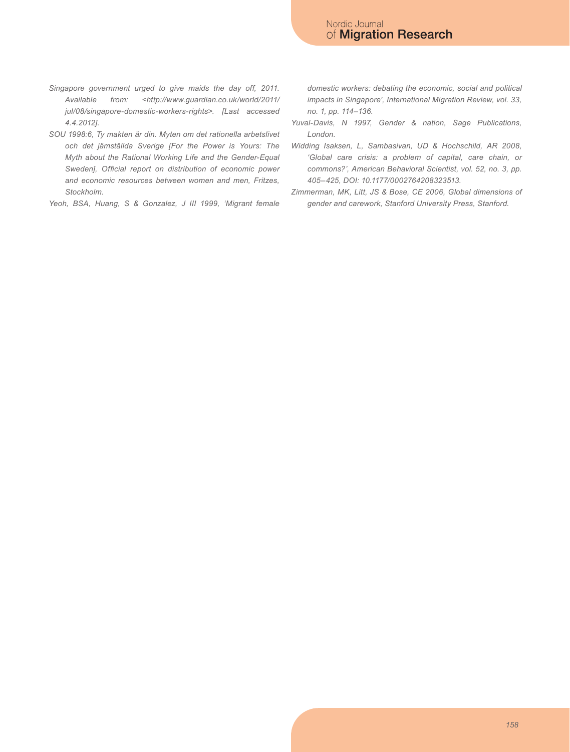*Singapore government urged to give maids the day off, 2011. Available from: <http://www.guardian.co.uk/world/2011/jul/08/singapore-domestic-workers-rights>. [Last accessed 4.4.2012].*

*SOU 1998:6, Ty makten är din. Myten om det rationella arbetslivet och det jämställda Sverige [For the Power is Yours: The Myth about the Rational Working Life and the Gender-Equal Sweden], Official report on distribution of economic power and economic resources between women and men, Fritzes, Stockholm.*

*Yeoh, BSA, Huang, S & Gonzalez, J III 1999, 'Migrant female domestic workers: debating the economic, social and political impacts in Singapore', International Migration Review, vol. 33, no. 1, pp. 114–136.*

*Yuval-Davis, N 1997, Gender & nation, Sage Publications, London.*

*Widding Isaksen, L, Sambasivan, UD & Hochschild, AR 2008, 'Global care crisis: a problem of capital, care chain, or commons?', American Behavioral Scientist, vol. 52, no. 3, pp. 405–425, DOI: 10.1177/0002764208323513.*

*Zimmerman, MK, Litt, JS & Bose, CE 2006, Global dimensions of gender and carework, Stanford University Press, Stanford.*